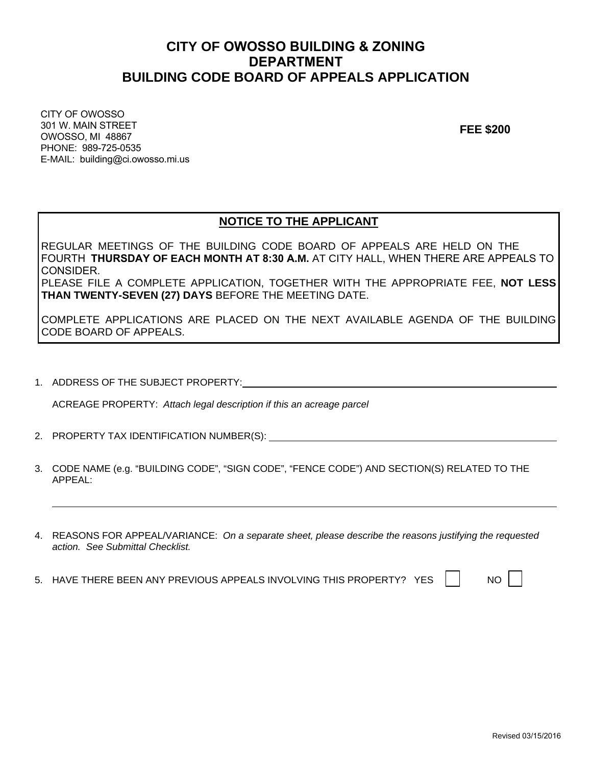# CITY OF OWOSSO BUILDING & ZONING DEPARTMENT
# BUILDING CODE BOARD OF APPEALS APPLICATION

CITY OF OWOSSO
301 W. MAIN STREET
OWOSSO, MI 48867
PHONE: 989-725-0535
E-MAIL: building@ci.owosso.mi.us

**FEE $200**

## NOTICE TO THE APPLICANT

REGULAR MEETINGS OF THE BUILDING CODE BOARD OF APPEALS ARE HELD ON THE FOURTH **THURSDAY OF EACH MONTH AT 8:30 A.M.** AT CITY HALL, WHEN THERE ARE APPEALS TO CONSIDER.
PLEASE FILE A COMPLETE APPLICATION, TOGETHER WITH THE APPROPRIATE FEE, **NOT LESS THAN TWENTY-SEVEN (27) DAYS** BEFORE THE MEETING DATE.

COMPLETE APPLICATIONS ARE PLACED ON THE NEXT AVAILABLE AGENDA OF THE BUILDING CODE BOARD OF APPEALS.

1. ADDRESS OF THE SUBJECT PROPERTY: ______________________________

   ACREAGE PROPERTY: *Attach legal description if this an acreage parcel*

2. PROPERTY TAX IDENTIFICATION NUMBER(S): ______________________________

3. CODE NAME (e.g. "BUILDING CODE", "SIGN CODE", "FENCE CODE") AND SECTION(S) RELATED TO THE APPEAL:

   ______________________________

4. REASONS FOR APPEAL/VARIANCE: *On a separate sheet, please describe the reasons justifying the requested action. See Submittal Checklist.*

5. HAVE THERE BEEN ANY PREVIOUS APPEALS INVOLVING THIS PROPERTY? YES ☐ NO ☐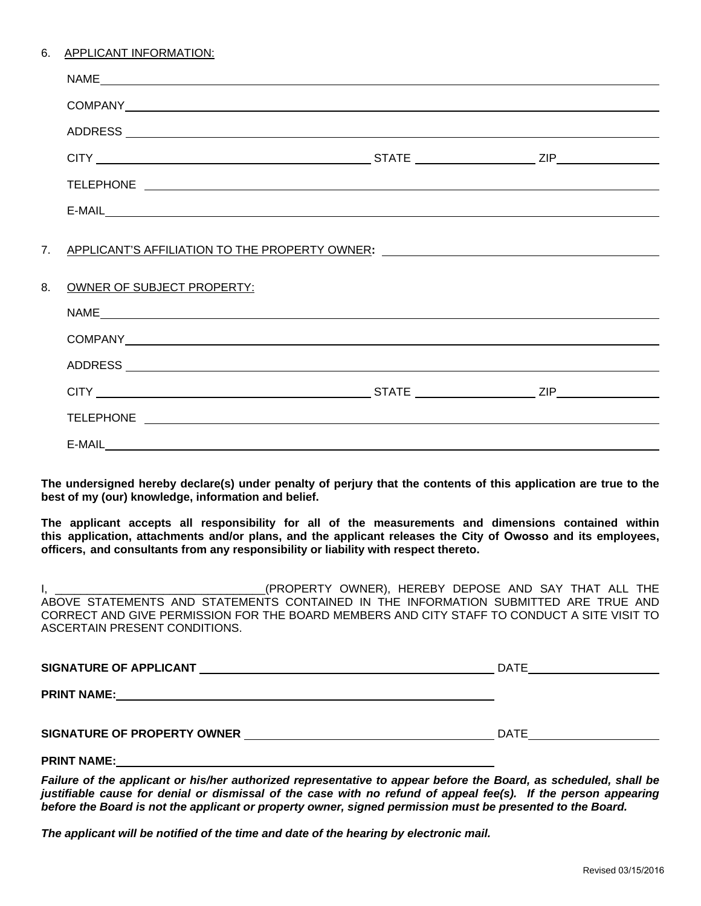6. APPLICANT INFORMATION:

NAME ________________________________________________

COMPANY ________________________________________________

ADDRESS ________________________________________________

CITY ______________________ STATE ______________ ZIP ______________

TELEPHONE ________________________________________________

E-MAIL ________________________________________________

7. APPLICANT'S AFFILIATION TO THE PROPERTY OWNER: ______________________________

8. OWNER OF SUBJECT PROPERTY:

NAME ________________________________________________

COMPANY ________________________________________________

ADDRESS ________________________________________________

CITY ______________________ STATE ______________ ZIP ______________

TELEPHONE ________________________________________________

E-MAIL ________________________________________________

**The undersigned hereby declare(s) under penalty of perjury that the contents of this application are true to the best of my (our) knowledge, information and belief.**

**The applicant accepts all responsibility for all of the measurements and dimensions contained within this application, attachments and/or plans, and the applicant releases the City of Owosso and its employees, officers, and consultants from any responsibility or liability with respect thereto.**

I, ________________________________(PROPERTY OWNER), HEREBY DEPOSE AND SAY THAT ALL THE ABOVE STATEMENTS AND STATEMENTS CONTAINED IN THE INFORMATION SUBMITTED ARE TRUE AND CORRECT AND GIVE PERMISSION FOR THE BOARD MEMBERS AND CITY STAFF TO CONDUCT A SITE VISIT TO ASCERTAIN PRESENT CONDITIONS.

**SIGNATURE OF APPLICANT** ______________________________ DATE ______________

**PRINT NAME:** ______________________________

**SIGNATURE OF PROPERTY OWNER** ______________________________ DATE ______________

**PRINT NAME:** ______________________________

***Failure of the applicant or his/her authorized representative to appear before the Board, as scheduled, shall be justifiable cause for denial or dismissal of the case with no refund of appeal fee(s). If the person appearing before the Board is not the applicant or property owner, signed permission must be presented to the Board.***

***The applicant will be notified of the time and date of the hearing by electronic mail.***

Revised 03/15/2016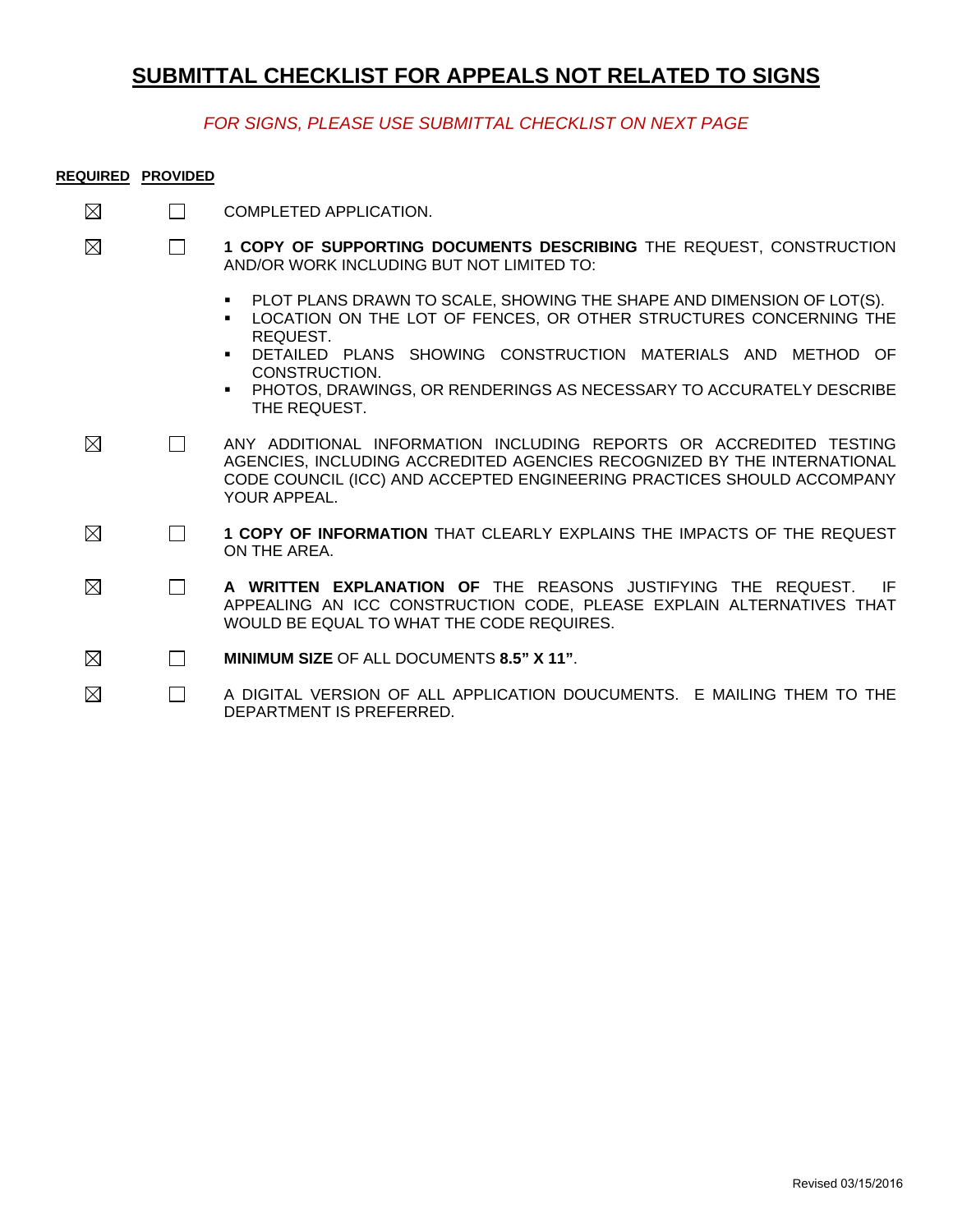## SUBMITTAL CHECKLIST FOR APPEALS NOT RELATED TO SIGNS

*FOR SIGNS, PLEASE USE SUBMITTAL CHECKLIST ON NEXT PAGE*

| REQUIRED | PROVIDED | |
|---|---|---|
| ☒ | ☐ | COMPLETED APPLICATION. |
| ☒ | ☐ | **1 COPY OF SUPPORTING DOCUMENTS DESCRIBING** THE REQUEST, CONSTRUCTION AND/OR WORK INCLUDING BUT NOT LIMITED TO:<br>▪ PLOT PLANS DRAWN TO SCALE, SHOWING THE SHAPE AND DIMENSION OF LOT(S).<br>▪ LOCATION ON THE LOT OF FENCES, OR OTHER STRUCTURES CONCERNING THE REQUEST.<br>▪ DETAILED PLANS SHOWING CONSTRUCTION MATERIALS AND METHOD OF CONSTRUCTION.<br>▪ PHOTOS, DRAWINGS, OR RENDERINGS AS NECESSARY TO ACCURATELY DESCRIBE THE REQUEST. |
| ☒ | ☐ | ANY ADDITIONAL INFORMATION INCLUDING REPORTS OR ACCREDITED TESTING AGENCIES, INCLUDING ACCREDITED AGENCIES RECOGNIZED BY THE INTERNATIONAL CODE COUNCIL (ICC) AND ACCEPTED ENGINEERING PRACTICES SHOULD ACCOMPANY YOUR APPEAL. |
| ☒ | ☐ | **1 COPY OF INFORMATION** THAT CLEARLY EXPLAINS THE IMPACTS OF THE REQUEST ON THE AREA. |
| ☒ | ☐ | **A WRITTEN EXPLANATION OF** THE REASONS JUSTIFYING THE REQUEST. IF APPEALING AN ICC CONSTRUCTION CODE, PLEASE EXPLAIN ALTERNATIVES THAT WOULD BE EQUAL TO WHAT THE CODE REQUIRES. |
| ☒ | ☐ | **MINIMUM SIZE** OF ALL DOCUMENTS **8.5" X 11"**. |
| ☒ | ☐ | A DIGITAL VERSION OF ALL APPLICATION DOUCUMENTS. E MAILING THEM TO THE DEPARTMENT IS PREFERRED. |

Revised 03/15/2016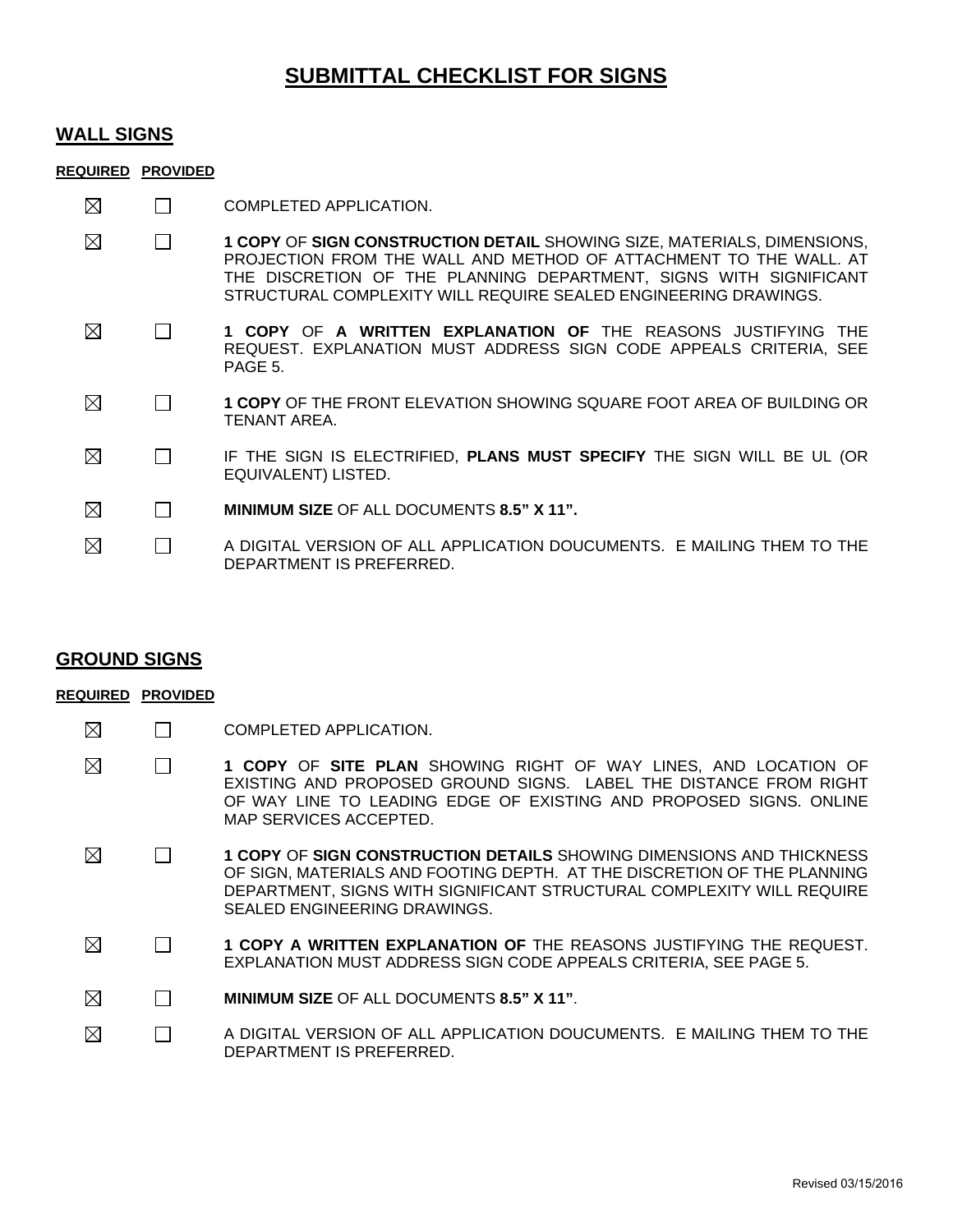# SUBMITTAL CHECKLIST FOR SIGNS

## WALL SIGNS

| REQUIRED | PROVIDED | |
|---|---|---|
| ☒ | ☐ | COMPLETED APPLICATION. |
| ☒ | ☐ | **1 COPY** OF **SIGN CONSTRUCTION DETAIL** SHOWING SIZE, MATERIALS, DIMENSIONS, PROJECTION FROM THE WALL AND METHOD OF ATTACHMENT TO THE WALL. AT THE DISCRETION OF THE PLANNING DEPARTMENT, SIGNS WITH SIGNIFICANT STRUCTURAL COMPLEXITY WILL REQUIRE SEALED ENGINEERING DRAWINGS. |
| ☒ | ☐ | **1 COPY** OF **A WRITTEN EXPLANATION OF** THE REASONS JUSTIFYING THE REQUEST. EXPLANATION MUST ADDRESS SIGN CODE APPEALS CRITERIA, SEE PAGE 5. |
| ☒ | ☐ | **1 COPY** OF THE FRONT ELEVATION SHOWING SQUARE FOOT AREA OF BUILDING OR TENANT AREA. |
| ☒ | ☐ | IF THE SIGN IS ELECTRIFIED, **PLANS MUST SPECIFY** THE SIGN WILL BE UL (OR EQUIVALENT) LISTED. |
| ☒ | ☐ | **MINIMUM SIZE** OF ALL DOCUMENTS **8.5" X 11".** |
| ☒ | ☐ | A DIGITAL VERSION OF ALL APPLICATION DOUCUMENTS. E MAILING THEM TO THE DEPARTMENT IS PREFERRED. |

## GROUND SIGNS

| REQUIRED | PROVIDED | |
|---|---|---|
| ☒ | ☐ | COMPLETED APPLICATION. |
| ☒ | ☐ | **1 COPY** OF **SITE PLAN** SHOWING RIGHT OF WAY LINES, AND LOCATION OF EXISTING AND PROPOSED GROUND SIGNS. LABEL THE DISTANCE FROM RIGHT OF WAY LINE TO LEADING EDGE OF EXISTING AND PROPOSED SIGNS. ONLINE MAP SERVICES ACCEPTED. |
| ☒ | ☐ | **1 COPY** OF **SIGN CONSTRUCTION DETAILS** SHOWING DIMENSIONS AND THICKNESS OF SIGN, MATERIALS AND FOOTING DEPTH. AT THE DISCRETION OF THE PLANNING DEPARTMENT, SIGNS WITH SIGNIFICANT STRUCTURAL COMPLEXITY WILL REQUIRE SEALED ENGINEERING DRAWINGS. |
| ☒ | ☐ | **1 COPY A WRITTEN EXPLANATION OF** THE REASONS JUSTIFYING THE REQUEST. EXPLANATION MUST ADDRESS SIGN CODE APPEALS CRITERIA, SEE PAGE 5. |
| ☒ | ☐ | **MINIMUM SIZE** OF ALL DOCUMENTS **8.5" X 11"**. |
| ☒ | ☐ | A DIGITAL VERSION OF ALL APPLICATION DOUCUMENTS. E MAILING THEM TO THE DEPARTMENT IS PREFERRED. |

Revised 03/15/2016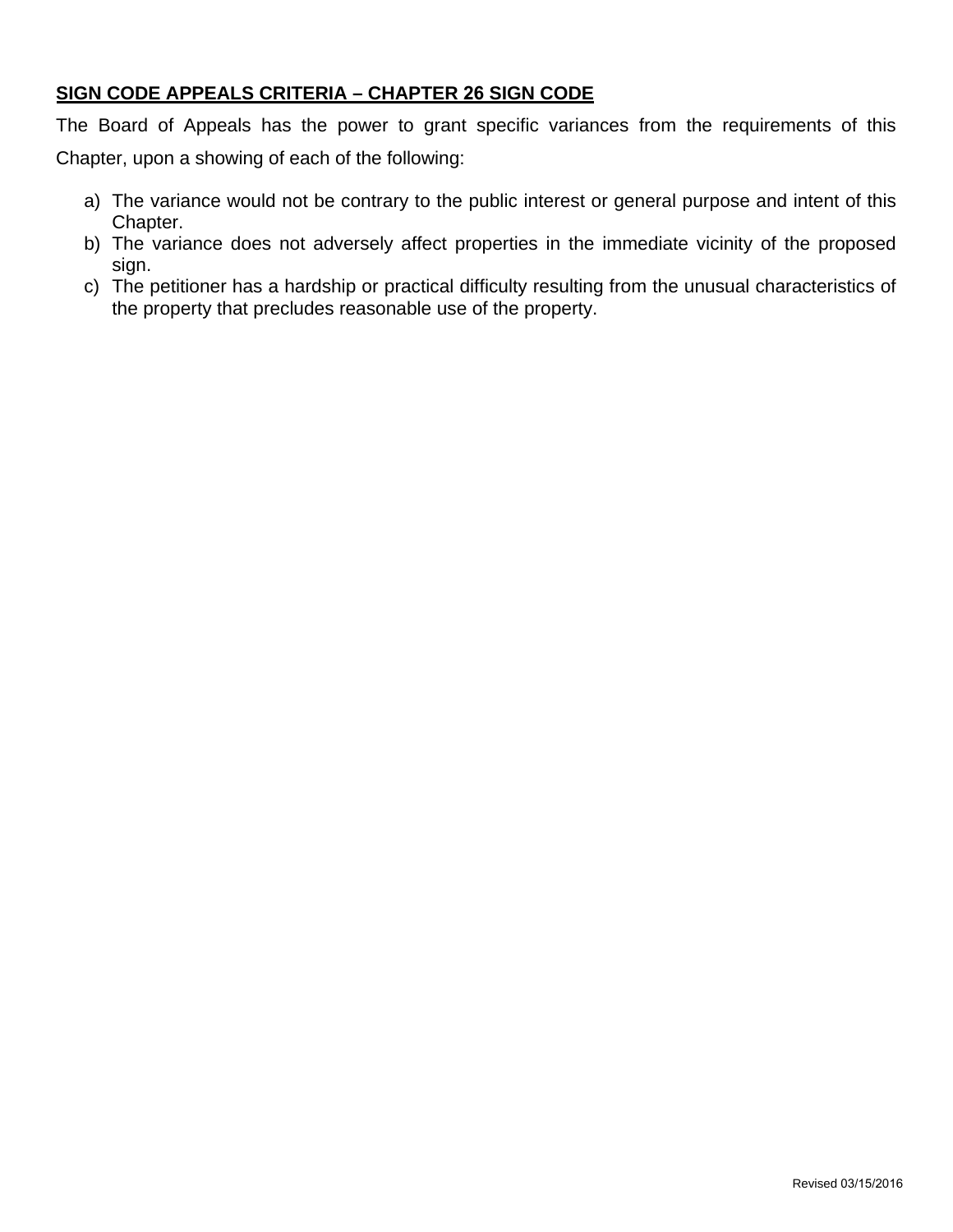## SIGN CODE APPEALS CRITERIA – CHAPTER 26 SIGN CODE

The Board of Appeals has the power to grant specific variances from the requirements of this Chapter, upon a showing of each of the following:

a) The variance would not be contrary to the public interest or general purpose and intent of this Chapter.
b) The variance does not adversely affect properties in the immediate vicinity of the proposed sign.
c) The petitioner has a hardship or practical difficulty resulting from the unusual characteristics of the property that precludes reasonable use of the property.

Revised 03/15/2016